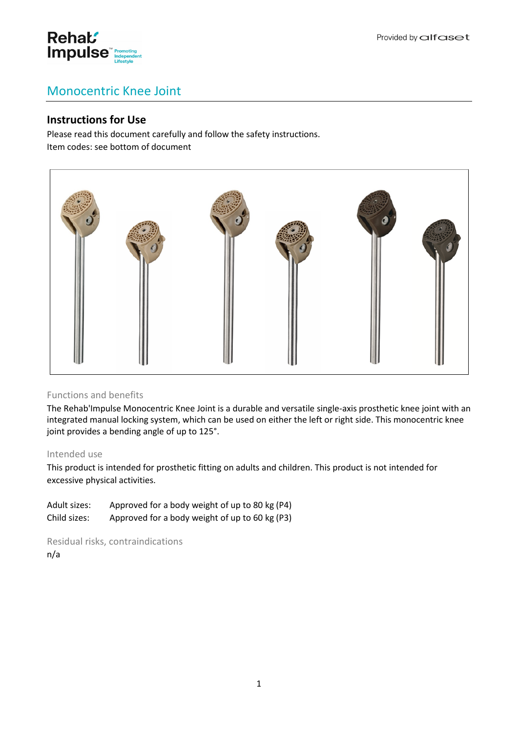# Monocentric Knee Joint

## Instructions for Use

Please read this document carefully and follow the safety instructions.
Item codes: see bottom of document

### Functions and benefits

The Rehab'Impulse Monocentric Knee Joint is a durable and versatile single-axis prosthetic knee joint with an integrated manual locking system, which can be used on either the left or right side. This monocentric knee joint provides a bending angle of up to 125°.

### Intended use

This product is intended for prosthetic fitting on adults and children. This product is not intended for excessive physical activities.

Adult sizes: Approved for a body weight of up to 80 kg (P4)
Child sizes: Approved for a body weight of up to 60 kg (P3)

### Residual risks, contraindications

n/a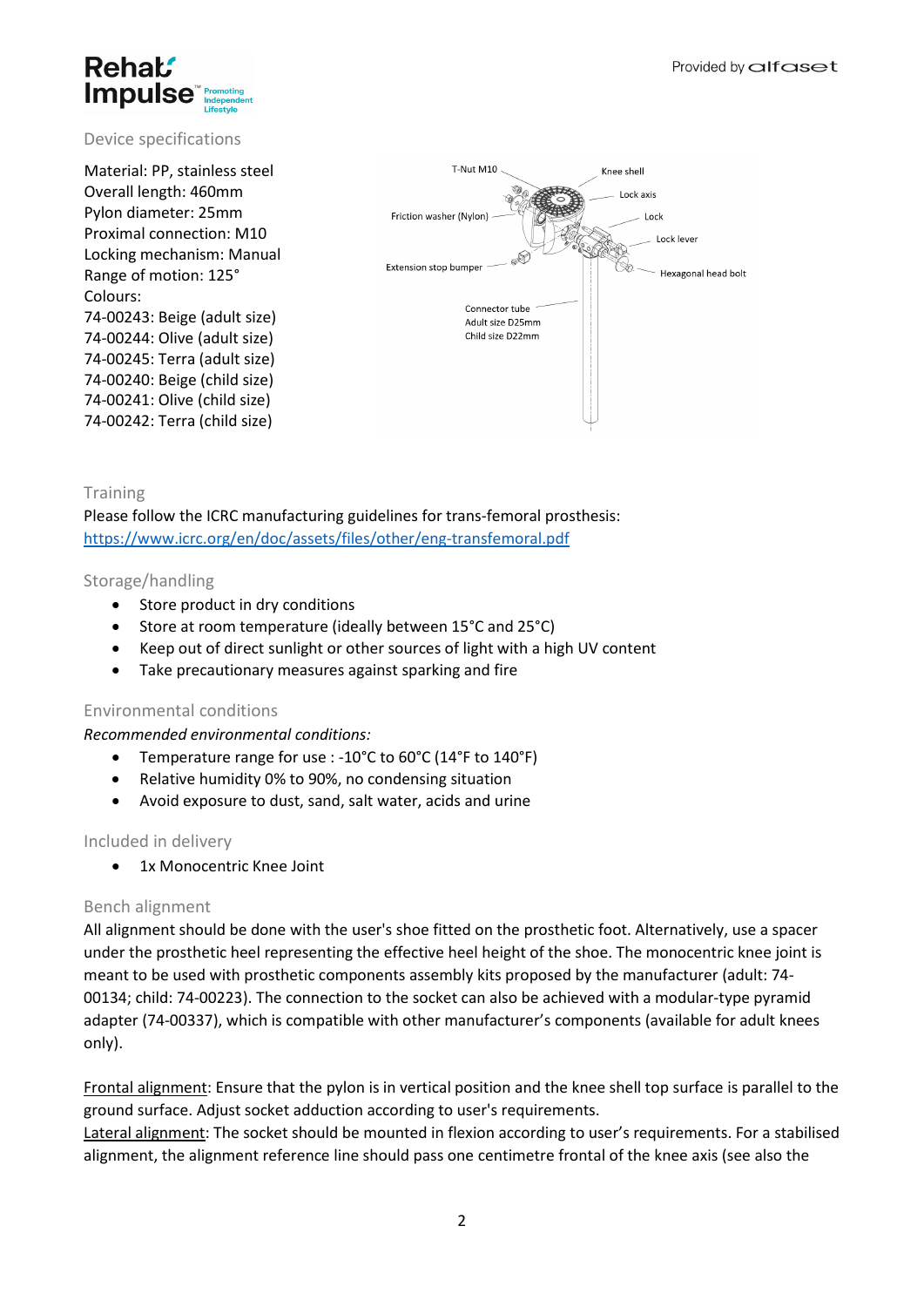## Device specifications

Material: PP, stainless steel
Overall length: 460mm
Pylon diameter: 25mm
Proximal connection: M10
Locking mechanism: Manual
Range of motion: 125°
Colours:
74-00243: Beige (adult size)
74-00244: Olive (adult size)
74-00245: Terra (adult size)
74-00240: Beige (child size)
74-00241: Olive (child size)
74-00242: Terra (child size)

T-Nut M10
Knee shell
Lock axis
Friction washer (Nylon)
Lock
Lock lever
Extension stop bumper
Hexagonal head bolt
Connector tube
Adult size D25mm
Child size D22mm

## Training

Please follow the ICRC manufacturing guidelines for trans-femoral prosthesis:
[https://www.icrc.org/en/doc/assets/files/other/eng-transfemoral.pdf](https://www.icrc.org/en/doc/assets/files/other/eng-transfemoral.pdf)

## Storage/handling

- Store product in dry conditions
- Store at room temperature (ideally between 15°C and 25°C)
- Keep out of direct sunlight or other sources of light with a high UV content
- Take precautionary measures against sparking and fire

## Environmental conditions

*Recommended environmental conditions:*

- Temperature range for use : -10°C to 60°C (14°F to 140°F)
- Relative humidity 0% to 90%, no condensing situation
- Avoid exposure to dust, sand, salt water, acids and urine

## Included in delivery

- 1x Monocentric Knee Joint

## Bench alignment

All alignment should be done with the user's shoe fitted on the prosthetic foot. Alternatively, use a spacer under the prosthetic heel representing the effective heel height of the shoe. The monocentric knee joint is meant to be used with prosthetic components assembly kits proposed by the manufacturer (adult: 74-00134; child: 74-00223). The connection to the socket can also be achieved with a modular-type pyramid adapter (74-00337), which is compatible with other manufacturer's components (available for adult knees only).

Frontal alignment: Ensure that the pylon is in vertical position and the knee shell top surface is parallel to the ground surface. Adjust socket adduction according to user's requirements.
Lateral alignment: The socket should be mounted in flexion according to user's requirements. For a stabilised alignment, the alignment reference line should pass one centimetre frontal of the knee axis (see also the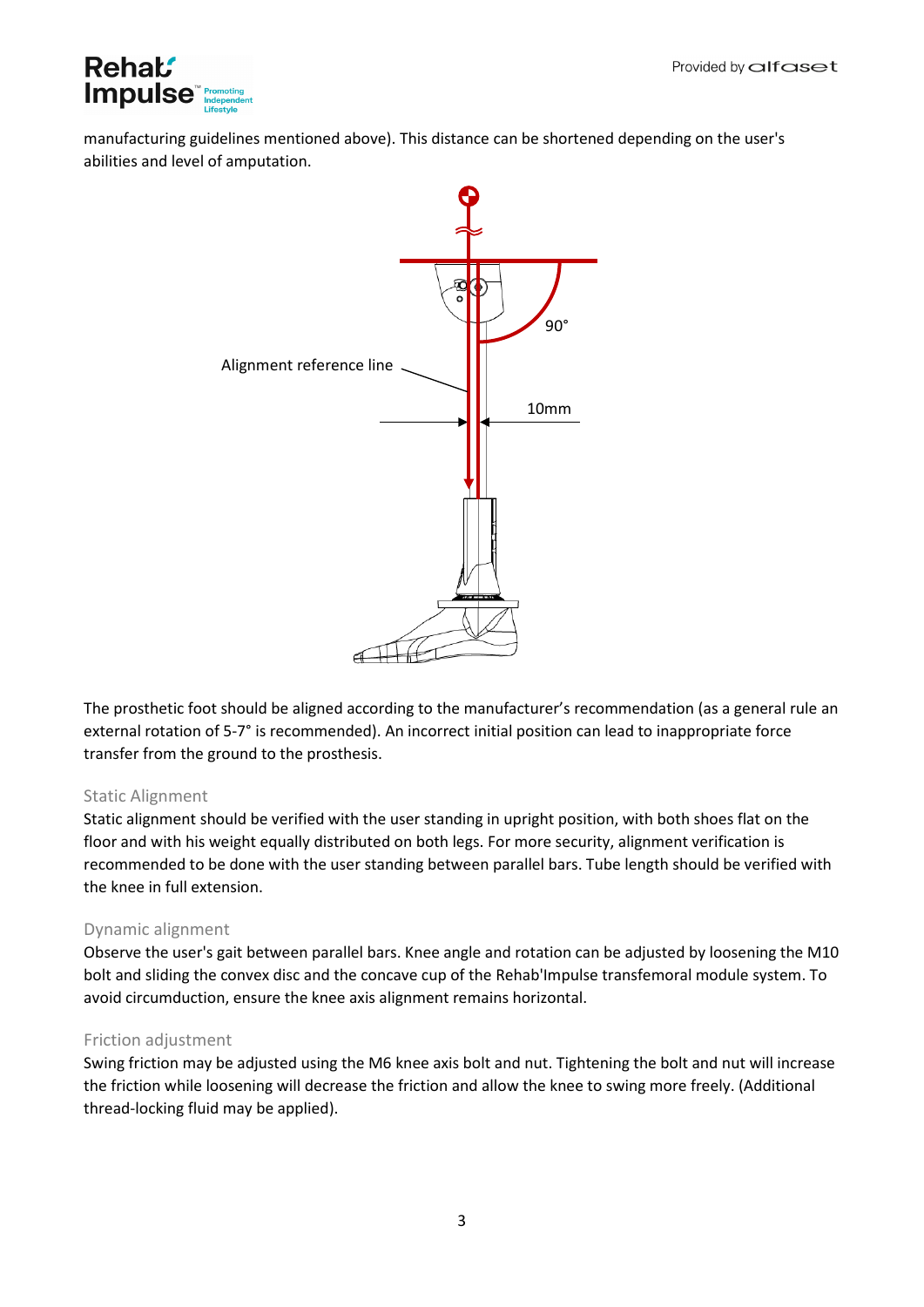manufacturing guidelines mentioned above). This distance can be shortened depending on the user's abilities and level of amputation.

Alignment reference line

90°

10mm

The prosthetic foot should be aligned according to the manufacturer's recommendation (as a general rule an external rotation of 5-7° is recommended). An incorrect initial position can lead to inappropriate force transfer from the ground to the prosthesis.

### Static Alignment

Static alignment should be verified with the user standing in upright position, with both shoes flat on the floor and with his weight equally distributed on both legs. For more security, alignment verification is recommended to be done with the user standing between parallel bars. Tube length should be verified with the knee in full extension.

### Dynamic alignment

Observe the user's gait between parallel bars. Knee angle and rotation can be adjusted by loosening the M10 bolt and sliding the convex disc and the concave cup of the Rehab'Impulse transfemoral module system. To avoid circumduction, ensure the knee axis alignment remains horizontal.

### Friction adjustment

Swing friction may be adjusted using the M6 knee axis bolt and nut. Tightening the bolt and nut will increase the friction while loosening will decrease the friction and allow the knee to swing more freely. (Additional thread-locking fluid may be applied).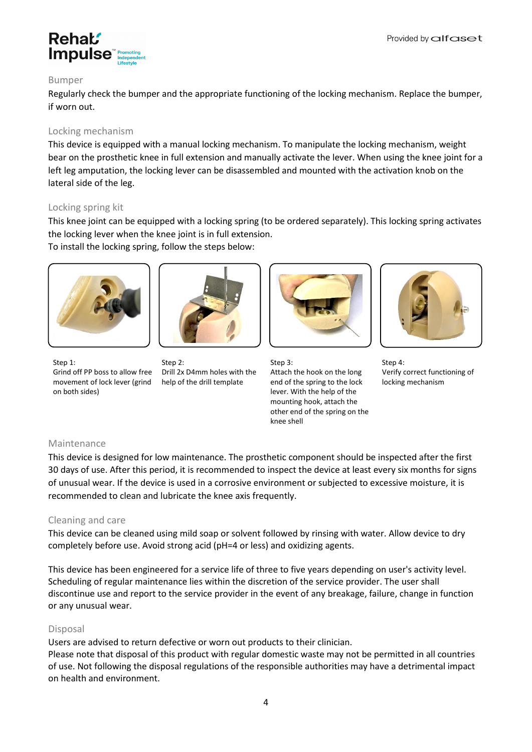## Bumper

Regularly check the bumper and the appropriate functioning of the locking mechanism. Replace the bumper, if worn out.

## Locking mechanism

This device is equipped with a manual locking mechanism. To manipulate the locking mechanism, weight bear on the prosthetic knee in full extension and manually activate the lever. When using the knee joint for a left leg amputation, the locking lever can be disassembled and mounted with the activation knob on the lateral side of the leg.

## Locking spring kit

This knee joint can be equipped with a locking spring (to be ordered separately). This locking spring activates the locking lever when the knee joint is in full extension.
To install the locking spring, follow the steps below:

Step 1:
Grind off PP boss to allow free movement of lock lever (grind on both sides)

Step 2:
Drill 2x D4mm holes with the help of the drill template

Step 3:
Attach the hook on the long end of the spring to the lock lever. With the help of the mounting hook, attach the other end of the spring on the knee shell

Step 4:
Verify correct functioning of locking mechanism

## Maintenance

This device is designed for low maintenance. The prosthetic component should be inspected after the first 30 days of use. After this period, it is recommended to inspect the device at least every six months for signs of unusual wear. If the device is used in a corrosive environment or subjected to excessive moisture, it is recommended to clean and lubricate the knee axis frequently.

## Cleaning and care

This device can be cleaned using mild soap or solvent followed by rinsing with water. Allow device to dry completely before use. Avoid strong acid (pH=4 or less) and oxidizing agents.

This device has been engineered for a service life of three to five years depending on user's activity level. Scheduling of regular maintenance lies within the discretion of the service provider. The user shall discontinue use and report to the service provider in the event of any breakage, failure, change in function or any unusual wear.

## Disposal

Users are advised to return defective or worn out products to their clinician.
Please note that disposal of this product with regular domestic waste may not be permitted in all countries of use. Not following the disposal regulations of the responsible authorities may have a detrimental impact on health and environment.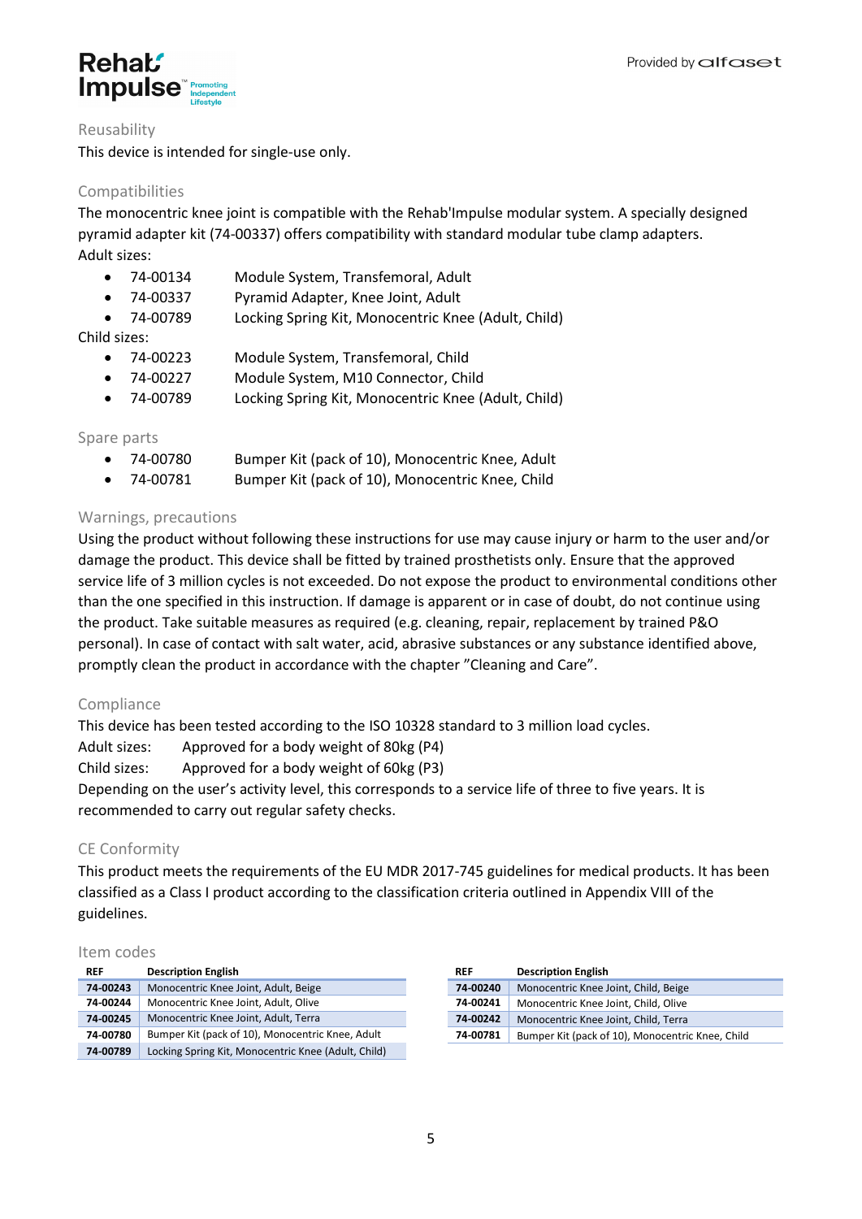## Reusability

This device is intended for single-use only.

## Compatibilities

The monocentric knee joint is compatible with the Rehab'Impulse modular system. A specially designed pyramid adapter kit (74-00337) offers compatibility with standard modular tube clamp adapters.

Adult sizes:

- 74-00134 Module System, Transfemoral, Adult
- 74-00337 Pyramid Adapter, Knee Joint, Adult
- 74-00789 Locking Spring Kit, Monocentric Knee (Adult, Child)

Child sizes:

- 74-00223 Module System, Transfemoral, Child
- 74-00227 Module System, M10 Connector, Child
- 74-00789 Locking Spring Kit, Monocentric Knee (Adult, Child)

## Spare parts

- 74-00780 Bumper Kit (pack of 10), Monocentric Knee, Adult
- 74-00781 Bumper Kit (pack of 10), Monocentric Knee, Child

## Warnings, precautions

Using the product without following these instructions for use may cause injury or harm to the user and/or damage the product. This device shall be fitted by trained prosthetists only. Ensure that the approved service life of 3 million cycles is not exceeded. Do not expose the product to environmental conditions other than the one specified in this instruction. If damage is apparent or in case of doubt, do not continue using the product. Take suitable measures as required (e.g. cleaning, repair, replacement by trained P&O personal). In case of contact with salt water, acid, abrasive substances or any substance identified above, promptly clean the product in accordance with the chapter "Cleaning and Care".

## Compliance

This device has been tested according to the ISO 10328 standard to 3 million load cycles.

Adult sizes: Approved for a body weight of 80kg (P4)

Child sizes: Approved for a body weight of 60kg (P3)

Depending on the user's activity level, this corresponds to a service life of three to five years. It is recommended to carry out regular safety checks.

## CE Conformity

This product meets the requirements of the EU MDR 2017-745 guidelines for medical products. It has been classified as a Class I product according to the classification criteria outlined in Appendix VIII of the guidelines.

## Item codes

| REF | Description English |
|---|---|
| **74-00243** | Monocentric Knee Joint, Adult, Beige |
| **74-00244** | Monocentric Knee Joint, Adult, Olive |
| **74-00245** | Monocentric Knee Joint, Adult, Terra |
| **74-00780** | Bumper Kit (pack of 10), Monocentric Knee, Adult |
| **74-00789** | Locking Spring Kit, Monocentric Knee (Adult, Child) |

| REF | Description English |
|---|---|
| **74-00240** | Monocentric Knee Joint, Child, Beige |
| **74-00241** | Monocentric Knee Joint, Child, Olive |
| **74-00242** | Monocentric Knee Joint, Child, Terra |
| **74-00781** | Bumper Kit (pack of 10), Monocentric Knee, Child |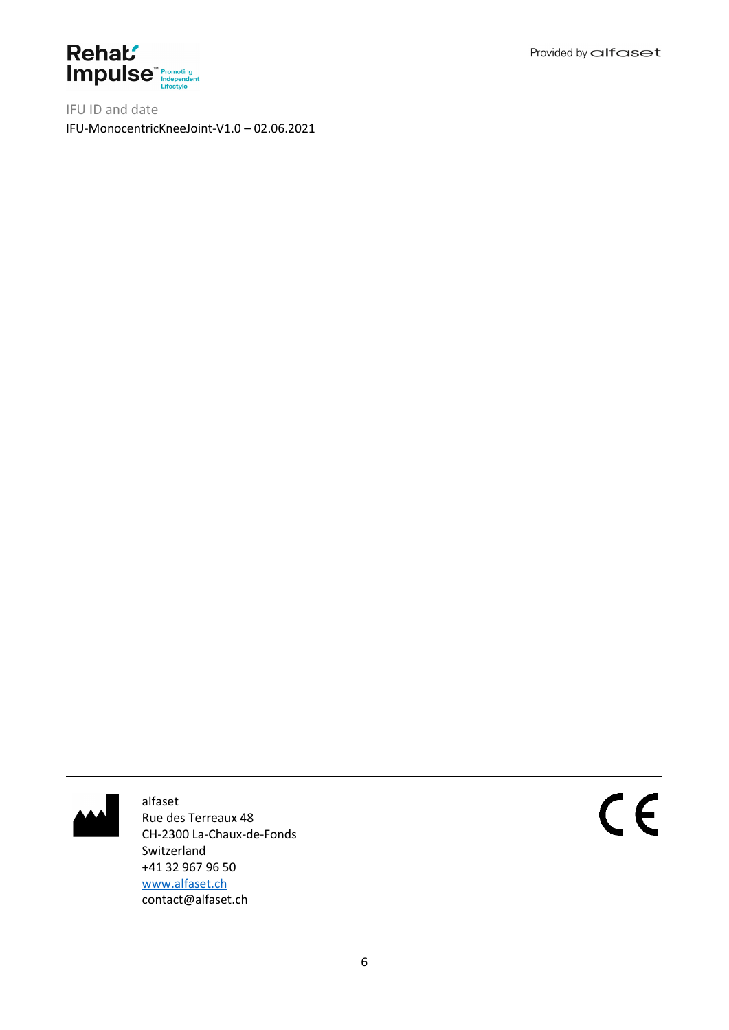IFU ID and date

IFU-MonocentricKneeJoint-V1.0 – 02.06.2021

alfaset
Rue des Terreaux 48
CH-2300 La-Chaux-de-Fonds
Switzerland
+41 32 967 96 50
www.alfaset.ch
contact@alfaset.ch